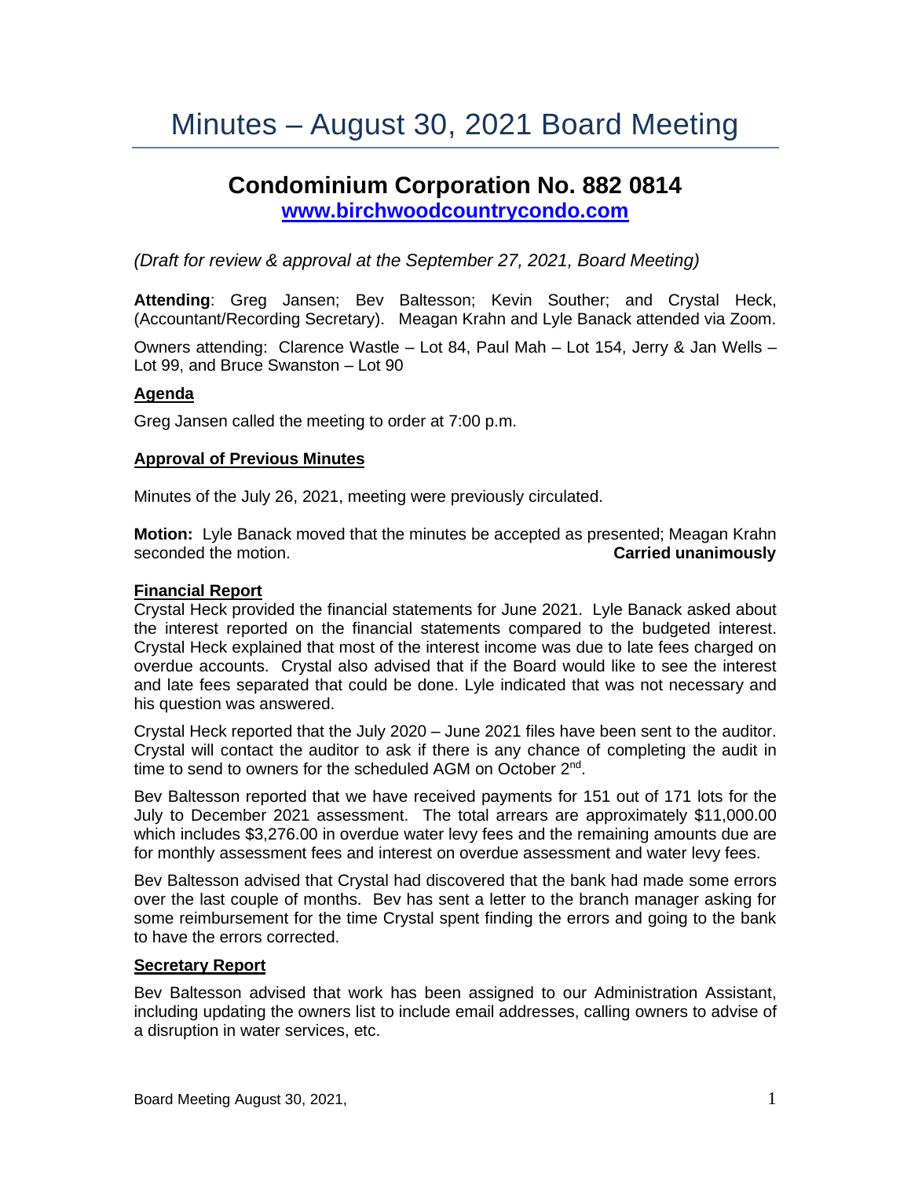# Minutes – August 30, 2021 Board Meeting

## Condominium Corporation No. 882 0814

**[www.birchwoodcountrycondo.com](http://www.birchwoodcountrycondo.com)**

*(Draft for review & approval at the September 27, 2021, Board Meeting)*

**Attending**: Greg Jansen; Bev Baltesson; Kevin Souther; and Crystal Heck, (Accountant/Recording Secretary). Meagan Krahn and Lyle Banack attended via Zoom.

Owners attending: Clarence Wastle – Lot 84, Paul Mah – Lot 154, Jerry & Jan Wells – Lot 99, and Bruce Swanston – Lot 90

### Agenda

Greg Jansen called the meeting to order at 7:00 p.m.

### Approval of Previous Minutes

Minutes of the July 26, 2021, meeting were previously circulated.

**Motion:** Lyle Banack moved that the minutes be accepted as presented; Meagan Krahn seconded the motion. **Carried unanimously**

### Financial Report

Crystal Heck provided the financial statements for June 2021. Lyle Banack asked about the interest reported on the financial statements compared to the budgeted interest. Crystal Heck explained that most of the interest income was due to late fees charged on overdue accounts. Crystal also advised that if the Board would like to see the interest and late fees separated that could be done. Lyle indicated that was not necessary and his question was answered.

Crystal Heck reported that the July 2020 – June 2021 files have been sent to the auditor. Crystal will contact the auditor to ask if there is any chance of completing the audit in time to send to owners for the scheduled AGM on October 2nd.

Bev Baltesson reported that we have received payments for 151 out of 171 lots for the July to December 2021 assessment. The total arrears are approximately $11,000.00 which includes $3,276.00 in overdue water levy fees and the remaining amounts due are for monthly assessment fees and interest on overdue assessment and water levy fees.

Bev Baltesson advised that Crystal had discovered that the bank had made some errors over the last couple of months. Bev has sent a letter to the branch manager asking for some reimbursement for the time Crystal spent finding the errors and going to the bank to have the errors corrected.

### Secretary Report

Bev Baltesson advised that work has been assigned to our Administration Assistant, including updating the owners list to include email addresses, calling owners to advise of a disruption in water services, etc.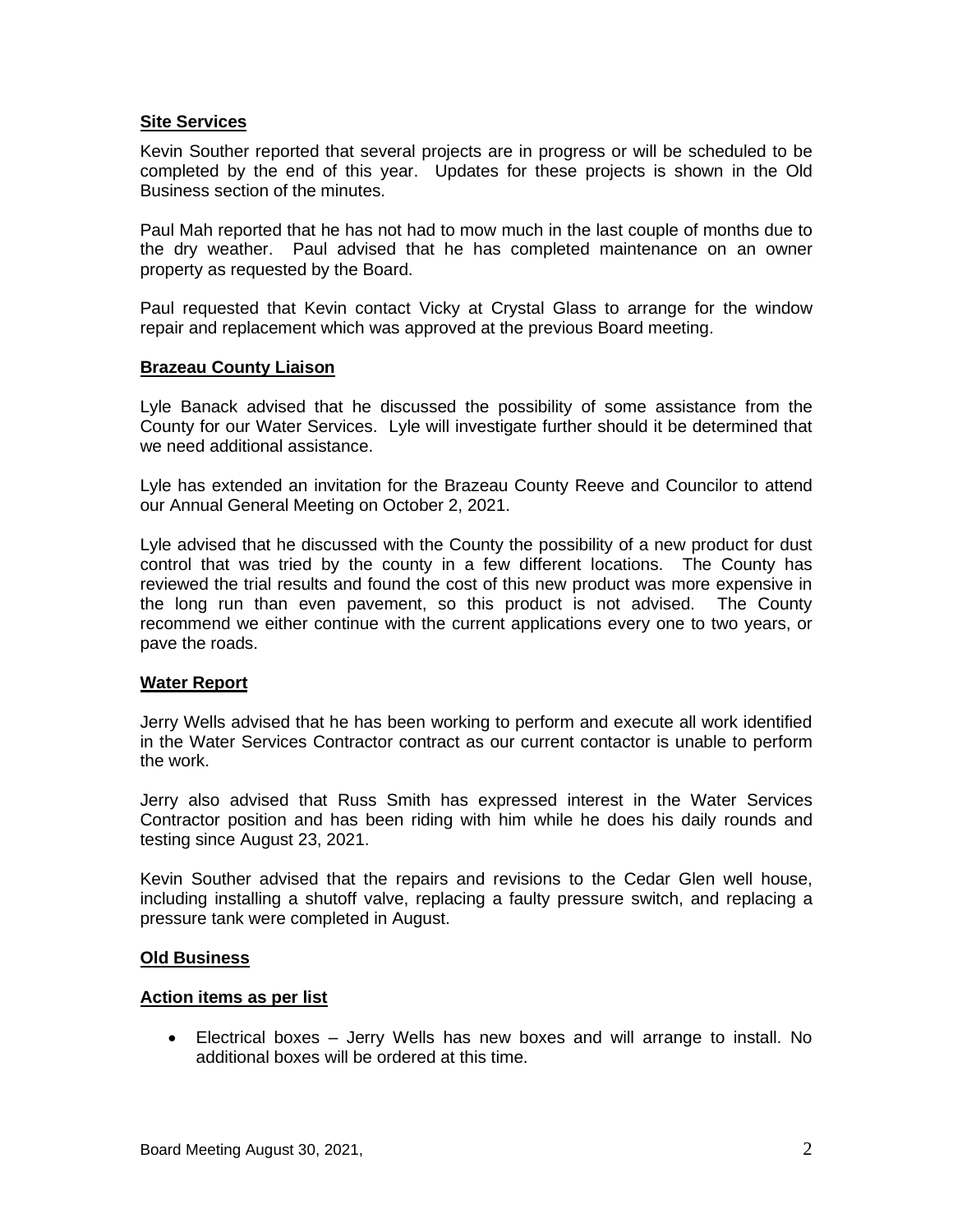**Site Services**

Kevin Souther reported that several projects are in progress or will be scheduled to be completed by the end of this year. Updates for these projects is shown in the Old Business section of the minutes.

Paul Mah reported that he has not had to mow much in the last couple of months due to the dry weather. Paul advised that he has completed maintenance on an owner property as requested by the Board.

Paul requested that Kevin contact Vicky at Crystal Glass to arrange for the window repair and replacement which was approved at the previous Board meeting.

**Brazeau County Liaison**

Lyle Banack advised that he discussed the possibility of some assistance from the County for our Water Services. Lyle will investigate further should it be determined that we need additional assistance.

Lyle has extended an invitation for the Brazeau County Reeve and Councilor to attend our Annual General Meeting on October 2, 2021.

Lyle advised that he discussed with the County the possibility of a new product for dust control that was tried by the county in a few different locations. The County has reviewed the trial results and found the cost of this new product was more expensive in the long run than even pavement, so this product is not advised. The County recommend we either continue with the current applications every one to two years, or pave the roads.

**Water Report**

Jerry Wells advised that he has been working to perform and execute all work identified in the Water Services Contractor contract as our current contactor is unable to perform the work.

Jerry also advised that Russ Smith has expressed interest in the Water Services Contractor position and has been riding with him while he does his daily rounds and testing since August 23, 2021.

Kevin Souther advised that the repairs and revisions to the Cedar Glen well house, including installing a shutoff valve, replacing a faulty pressure switch, and replacing a pressure tank were completed in August.

**Old Business**

**Action items as per list**

- Electrical boxes – Jerry Wells has new boxes and will arrange to install. No additional boxes will be ordered at this time.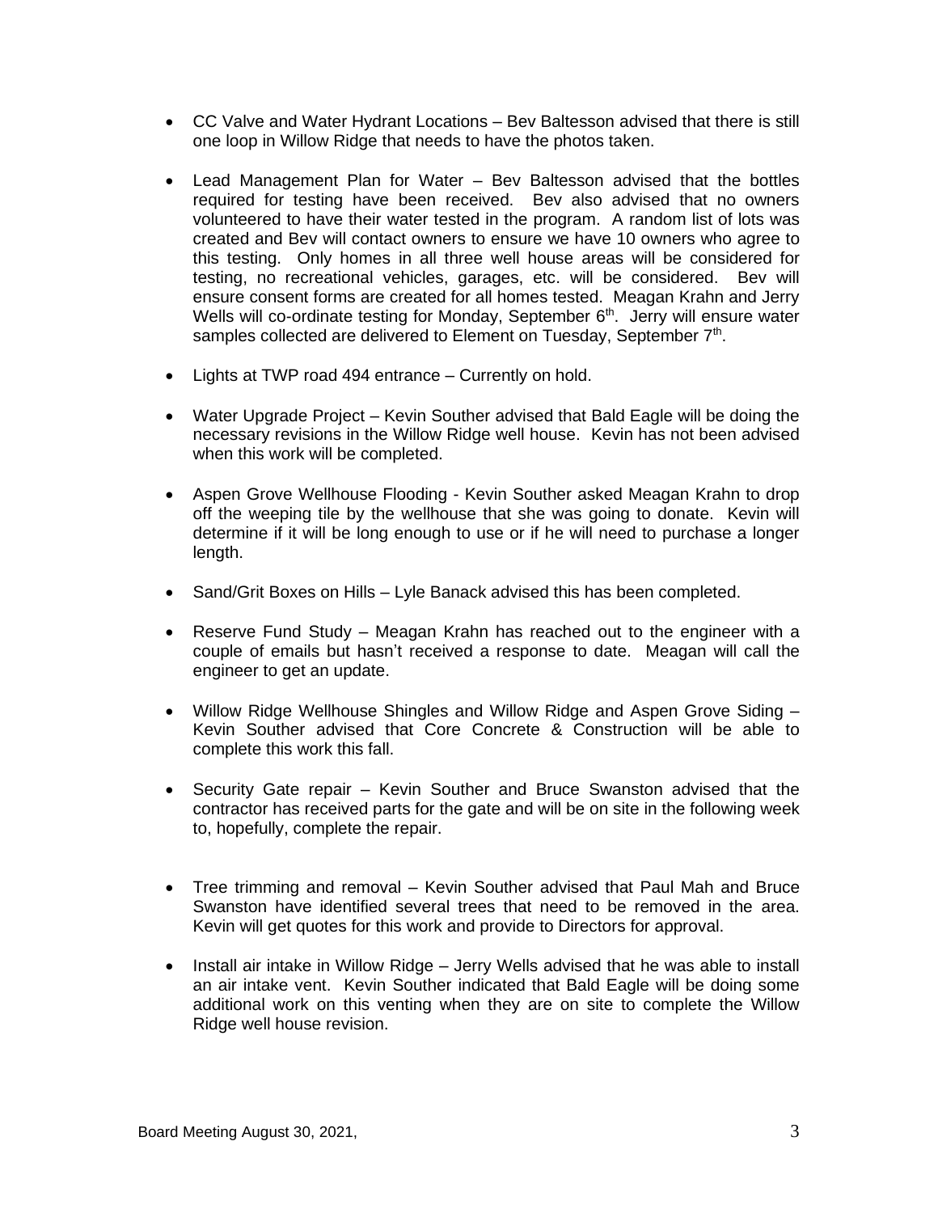- CC Valve and Water Hydrant Locations – Bev Baltesson advised that there is still one loop in Willow Ridge that needs to have the photos taken.

- Lead Management Plan for Water – Bev Baltesson advised that the bottles required for testing have been received. Bev also advised that no owners volunteered to have their water tested in the program. A random list of lots was created and Bev will contact owners to ensure we have 10 owners who agree to this testing. Only homes in all three well house areas will be considered for testing, no recreational vehicles, garages, etc. will be considered. Bev will ensure consent forms are created for all homes tested. Meagan Krahn and Jerry Wells will co-ordinate testing for Monday, September 6th. Jerry will ensure water samples collected are delivered to Element on Tuesday, September 7th.

- Lights at TWP road 494 entrance – Currently on hold.

- Water Upgrade Project – Kevin Souther advised that Bald Eagle will be doing the necessary revisions in the Willow Ridge well house. Kevin has not been advised when this work will be completed.

- Aspen Grove Wellhouse Flooding - Kevin Souther asked Meagan Krahn to drop off the weeping tile by the wellhouse that she was going to donate. Kevin will determine if it will be long enough to use or if he will need to purchase a longer length.

- Sand/Grit Boxes on Hills – Lyle Banack advised this has been completed.

- Reserve Fund Study – Meagan Krahn has reached out to the engineer with a couple of emails but hasn't received a response to date. Meagan will call the engineer to get an update.

- Willow Ridge Wellhouse Shingles and Willow Ridge and Aspen Grove Siding – Kevin Souther advised that Core Concrete & Construction will be able to complete this work this fall.

- Security Gate repair – Kevin Souther and Bruce Swanston advised that the contractor has received parts for the gate and will be on site in the following week to, hopefully, complete the repair.

- Tree trimming and removal – Kevin Souther advised that Paul Mah and Bruce Swanston have identified several trees that need to be removed in the area. Kevin will get quotes for this work and provide to Directors for approval.

- Install air intake in Willow Ridge – Jerry Wells advised that he was able to install an air intake vent. Kevin Souther indicated that Bald Eagle will be doing some additional work on this venting when they are on site to complete the Willow Ridge well house revision.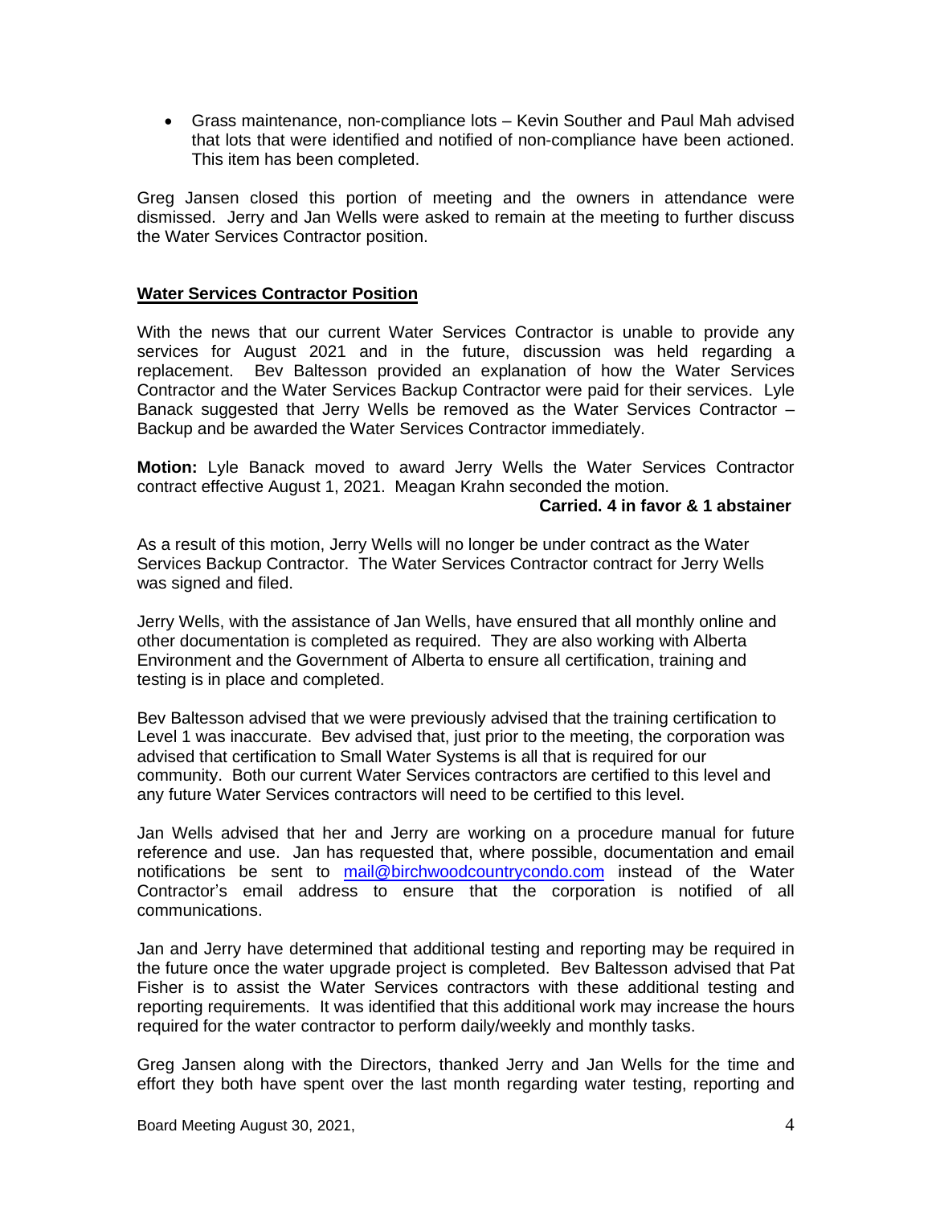- Grass maintenance, non-compliance lots – Kevin Souther and Paul Mah advised that lots that were identified and notified of non-compliance have been actioned. This item has been completed.

Greg Jansen closed this portion of meeting and the owners in attendance were dismissed. Jerry and Jan Wells were asked to remain at the meeting to further discuss the Water Services Contractor position.

## **Water Services Contractor Position**

With the news that our current Water Services Contractor is unable to provide any services for August 2021 and in the future, discussion was held regarding a replacement. Bev Baltesson provided an explanation of how the Water Services Contractor and the Water Services Backup Contractor were paid for their services. Lyle Banack suggested that Jerry Wells be removed as the Water Services Contractor – Backup and be awarded the Water Services Contractor immediately.

**Motion:** Lyle Banack moved to award Jerry Wells the Water Services Contractor contract effective August 1, 2021. Meagan Krahn seconded the motion.

**Carried. 4 in favor & 1 abstainer**

As a result of this motion, Jerry Wells will no longer be under contract as the Water Services Backup Contractor. The Water Services Contractor contract for Jerry Wells was signed and filed.

Jerry Wells, with the assistance of Jan Wells, have ensured that all monthly online and other documentation is completed as required. They are also working with Alberta Environment and the Government of Alberta to ensure all certification, training and testing is in place and completed.

Bev Baltesson advised that we were previously advised that the training certification to Level 1 was inaccurate. Bev advised that, just prior to the meeting, the corporation was advised that certification to Small Water Systems is all that is required for our community. Both our current Water Services contractors are certified to this level and any future Water Services contractors will need to be certified to this level.

Jan Wells advised that her and Jerry are working on a procedure manual for future reference and use. Jan has requested that, where possible, documentation and email notifications be sent to mail@birchwoodcountrycondo.com instead of the Water Contractor's email address to ensure that the corporation is notified of all communications.

Jan and Jerry have determined that additional testing and reporting may be required in the future once the water upgrade project is completed. Bev Baltesson advised that Pat Fisher is to assist the Water Services contractors with these additional testing and reporting requirements. It was identified that this additional work may increase the hours required for the water contractor to perform daily/weekly and monthly tasks.

Greg Jansen along with the Directors, thanked Jerry and Jan Wells for the time and effort they both have spent over the last month regarding water testing, reporting and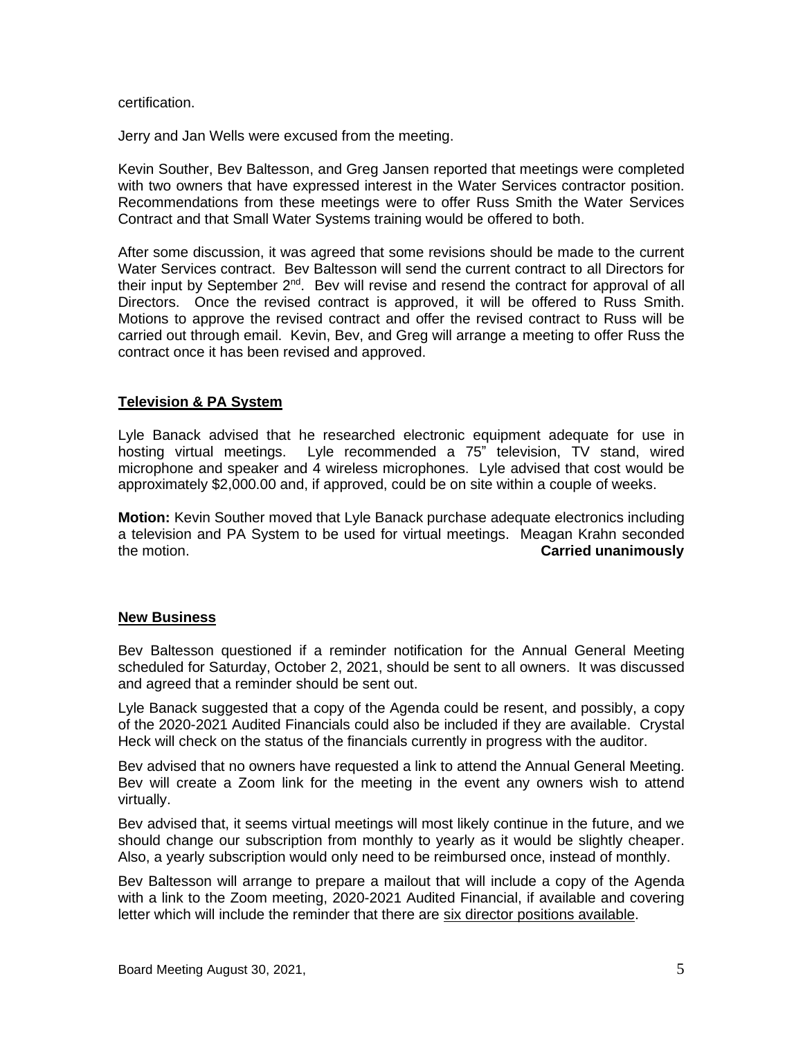certification.

Jerry and Jan Wells were excused from the meeting.

Kevin Souther, Bev Baltesson, and Greg Jansen reported that meetings were completed with two owners that have expressed interest in the Water Services contractor position. Recommendations from these meetings were to offer Russ Smith the Water Services Contract and that Small Water Systems training would be offered to both.

After some discussion, it was agreed that some revisions should be made to the current Water Services contract. Bev Baltesson will send the current contract to all Directors for their input by September 2nd. Bev will revise and resend the contract for approval of all Directors. Once the revised contract is approved, it will be offered to Russ Smith. Motions to approve the revised contract and offer the revised contract to Russ will be carried out through email. Kevin, Bev, and Greg will arrange a meeting to offer Russ the contract once it has been revised and approved.

## Television & PA System

Lyle Banack advised that he researched electronic equipment adequate for use in hosting virtual meetings. Lyle recommended a 75" television, TV stand, wired microphone and speaker and 4 wireless microphones. Lyle advised that cost would be approximately $2,000.00 and, if approved, could be on site within a couple of weeks.

**Motion:** Kevin Souther moved that Lyle Banack purchase adequate electronics including a television and PA System to be used for virtual meetings. Meagan Krahn seconded the motion. **Carried unanimously**

## New Business

Bev Baltesson questioned if a reminder notification for the Annual General Meeting scheduled for Saturday, October 2, 2021, should be sent to all owners. It was discussed and agreed that a reminder should be sent out.

Lyle Banack suggested that a copy of the Agenda could be resent, and possibly, a copy of the 2020-2021 Audited Financials could also be included if they are available. Crystal Heck will check on the status of the financials currently in progress with the auditor.

Bev advised that no owners have requested a link to attend the Annual General Meeting. Bev will create a Zoom link for the meeting in the event any owners wish to attend virtually.

Bev advised that, it seems virtual meetings will most likely continue in the future, and we should change our subscription from monthly to yearly as it would be slightly cheaper. Also, a yearly subscription would only need to be reimbursed once, instead of monthly.

Bev Baltesson will arrange to prepare a mailout that will include a copy of the Agenda with a link to the Zoom meeting, 2020-2021 Audited Financial, if available and covering letter which will include the reminder that there are six director positions available.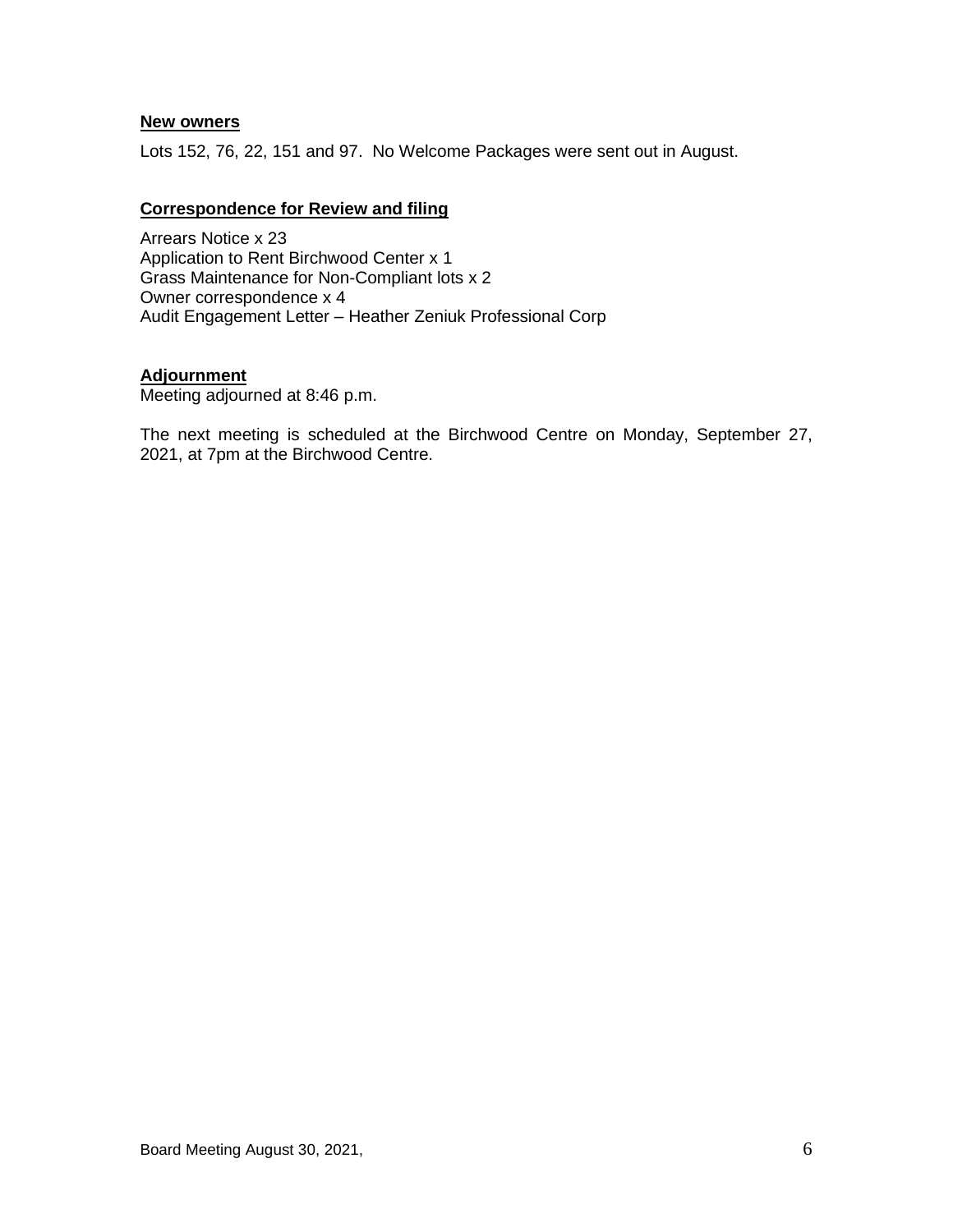**New owners**

Lots 152, 76, 22, 151 and 97. No Welcome Packages were sent out in August.

**Correspondence for Review and filing**

Arrears Notice x 23
Application to Rent Birchwood Center x 1
Grass Maintenance for Non-Compliant lots x 2
Owner correspondence x 4
Audit Engagement Letter – Heather Zeniuk Professional Corp

**Adjournment**

Meeting adjourned at 8:46 p.m.

The next meeting is scheduled at the Birchwood Centre on Monday, September 27, 2021, at 7pm at the Birchwood Centre.